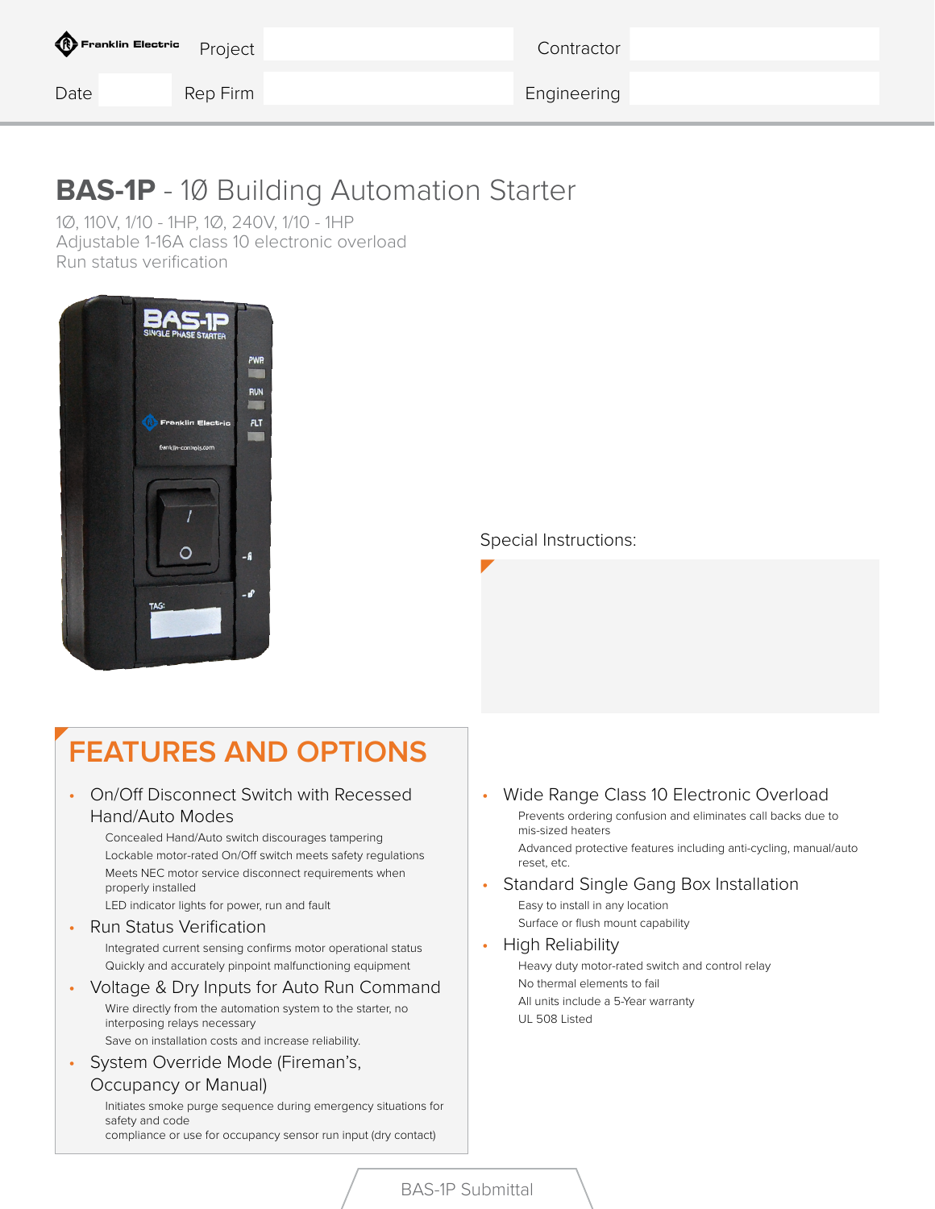| Project | | Contractor | |
|---|---|---|---|
| Date | Rep Firm | | Engineering |

# BAS-1P - 1Ø Building Automation Starter

1Ø, 110V, 1/10 - 1HP, 1Ø, 240V, 1/10 - 1HP
Adjustable 1-16A class 10 electronic overload
Run status verification

Special Instructions:

## FEATURES AND OPTIONS

- On/Off Disconnect Switch with Recessed Hand/Auto Modes
  - Concealed Hand/Auto switch discourages tampering
  - Lockable motor-rated On/Off switch meets safety regulations
  - Meets NEC motor service disconnect requirements when properly installed
  - LED indicator lights for power, run and fault
- Run Status Verification
  - Integrated current sensing confirms motor operational status
  - Quickly and accurately pinpoint malfunctioning equipment
- Voltage & Dry Inputs for Auto Run Command
  - Wire directly from the automation system to the starter, no interposing relays necessary
  - Save on installation costs and increase reliability.
- System Override Mode (Fireman's, Occupancy or Manual)
  - Initiates smoke purge sequence during emergency situations for safety and code compliance or use for occupancy sensor run input (dry contact)
- Wide Range Class 10 Electronic Overload
  - Prevents ordering confusion and eliminates call backs due to mis-sized heaters
  - Advanced protective features including anti-cycling, manual/auto reset, etc.
- Standard Single Gang Box Installation
  - Easy to install in any location
  - Surface or flush mount capability
- High Reliability
  - Heavy duty motor-rated switch and control relay
  - No thermal elements to fail
  - All units include a 5-Year warranty
  - UL 508 Listed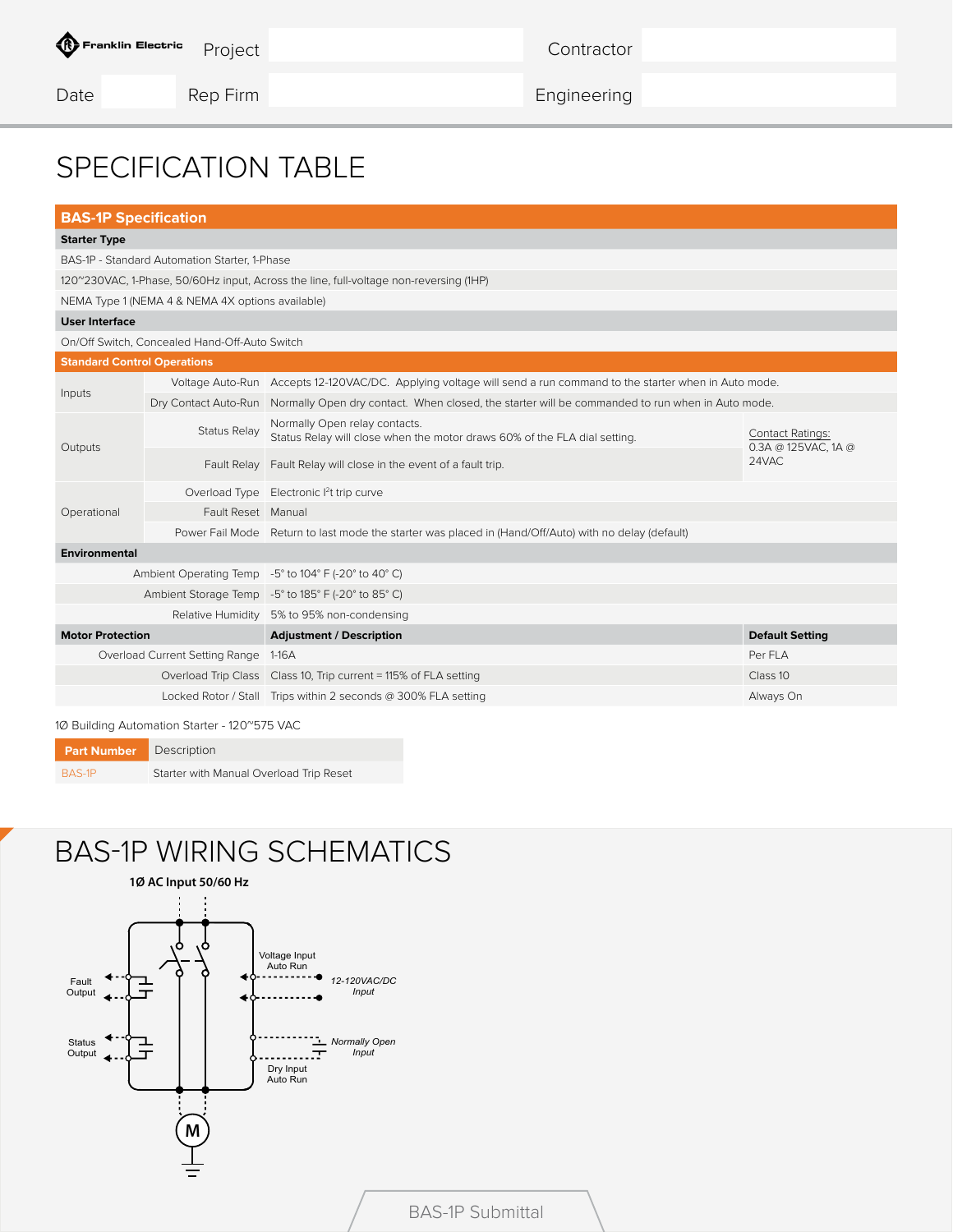| Project | | Contractor | |
|---|---|---|---|
| **Date** | | **Rep Firm** | |
| | | **Engineering** | |

# SPECIFICATION TABLE

| BAS-1P Specification | | | |
|---|---|---|---|
| **Starter Type** | | | |
| BAS-1P - Standard Automation Starter, 1-Phase | | | |
| 120~230VAC, 1-Phase, 50/60Hz input, Across the line, full-voltage non-reversing (1HP) | | | |
| NEMA Type 1 (NEMA 4 & NEMA 4X options available) | | | |
| **User Interface** | | | |
| On/Off Switch, Concealed Hand-Off-Auto Switch | | | |
| **Standard Control Operations** | | | |
| Inputs | Voltage Auto-Run | Accepts 12-120VAC/DC. Applying voltage will send a run command to the starter when in Auto mode. | |
| | Dry Contact Auto-Run | Normally Open dry contact. When closed, the starter will be commanded to run when in Auto mode. | |
| Outputs | Status Relay | Normally Open relay contacts. Status Relay will close when the motor draws 60% of the FLA dial setting. | Contact Ratings: 0.3A @ 125VAC, 1A @ 24VAC |
| | Fault Relay | Fault Relay will close in the event of a fault trip. | |
| Operational | Overload Type | Electronic $I^2t$ trip curve | |
| | Fault Reset | Manual | |
| | Power Fail Mode | Return to last mode the starter was placed in (Hand/Off/Auto) with no delay (default) | |
| **Environmental** | | | |
| | Ambient Operating Temp | -5° to 104° F (-20° to 40° C) | |
| | Ambient Storage Temp | -5° to 185° F (-20° to 85° C) | |
| | Relative Humidity | 5% to 95% non-condensing | |
| **Motor Protection** | | **Adjustment / Description** | **Default Setting** |
| | Overload Current Setting Range | 1-16A | Per FLA |
| | Overload Trip Class | Class 10, Trip current = 115% of FLA setting | Class 10 |
| | Locked Rotor / Stall | Trips within 2 seconds @ 300% FLA setting | Always On |

1Ø Building Automation Starter - 120~575 VAC

| Part Number | Description |
|---|---|
| BAS-1P | Starter with Manual Overload Trip Reset |

# BAS-1P WIRING SCHEMATICS

**1Ø AC Input 50/60 Hz**

Fault Output

Status Output

Voltage Input Auto Run

*12-120VAC/DC Input*

*Normally Open Input*

Dry Input Auto Run

M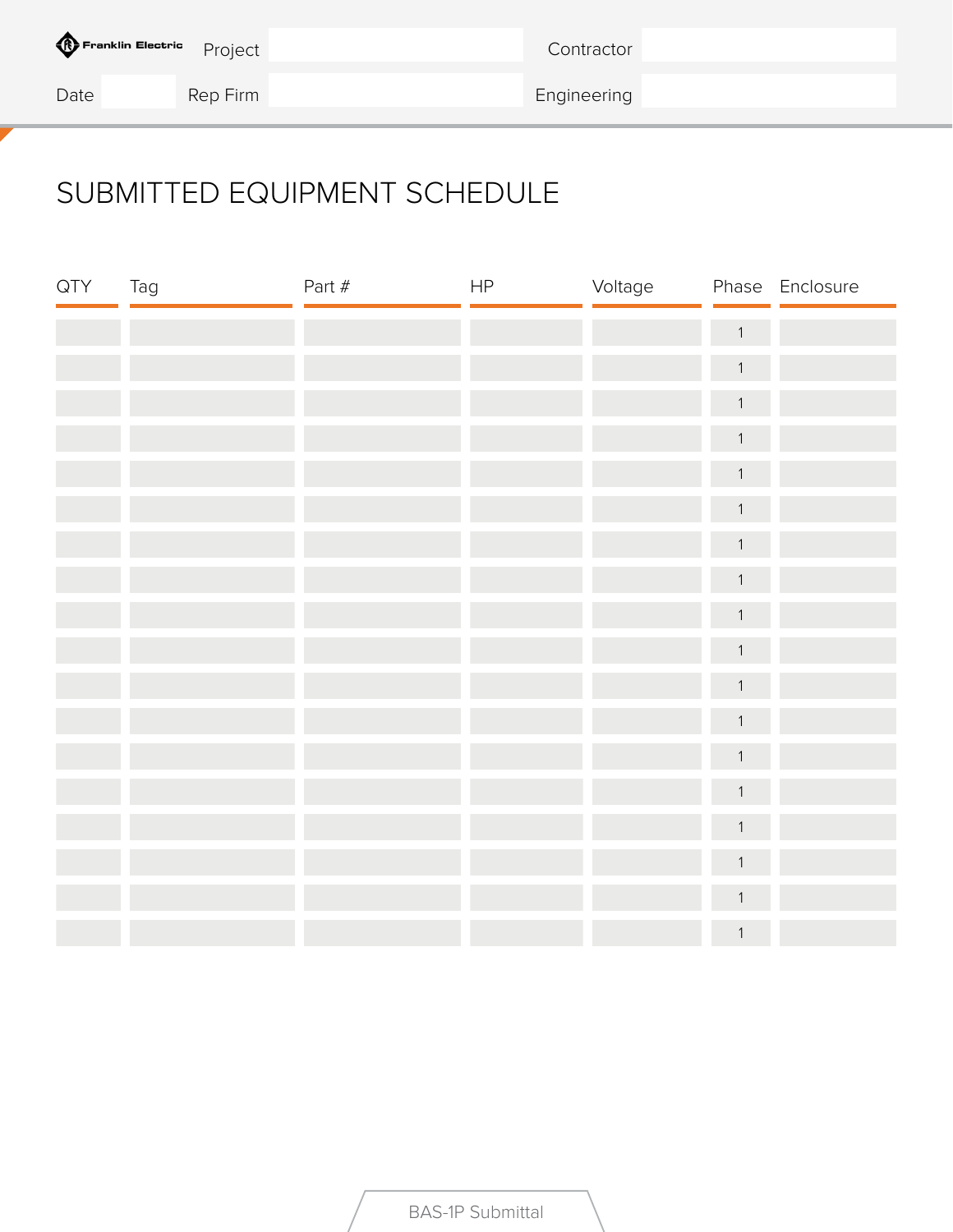Franklin Electric

| Project | | Contractor | |
|---|---|---|---|
| Date | | Rep Firm | |
| Engineering | | | |

# SUBMITTED EQUIPMENT SCHEDULE

| QTY | Tag | Part # | HP | Voltage | Phase | Enclosure |
|---|---|---|---|---|---|---|
| | | | | | 1 | |
| | | | | | 1 | |
| | | | | | 1 | |
| | | | | | 1 | |
| | | | | | 1 | |
| | | | | | 1 | |
| | | | | | 1 | |
| | | | | | 1 | |
| | | | | | 1 | |
| | | | | | 1 | |
| | | | | | 1 | |
| | | | | | 1 | |
| | | | | | 1 | |
| | | | | | 1 | |
| | | | | | 1 | |
| | | | | | 1 | |
| | | | | | 1 | |
| | | | | | 1 | |

BAS-1P Submittal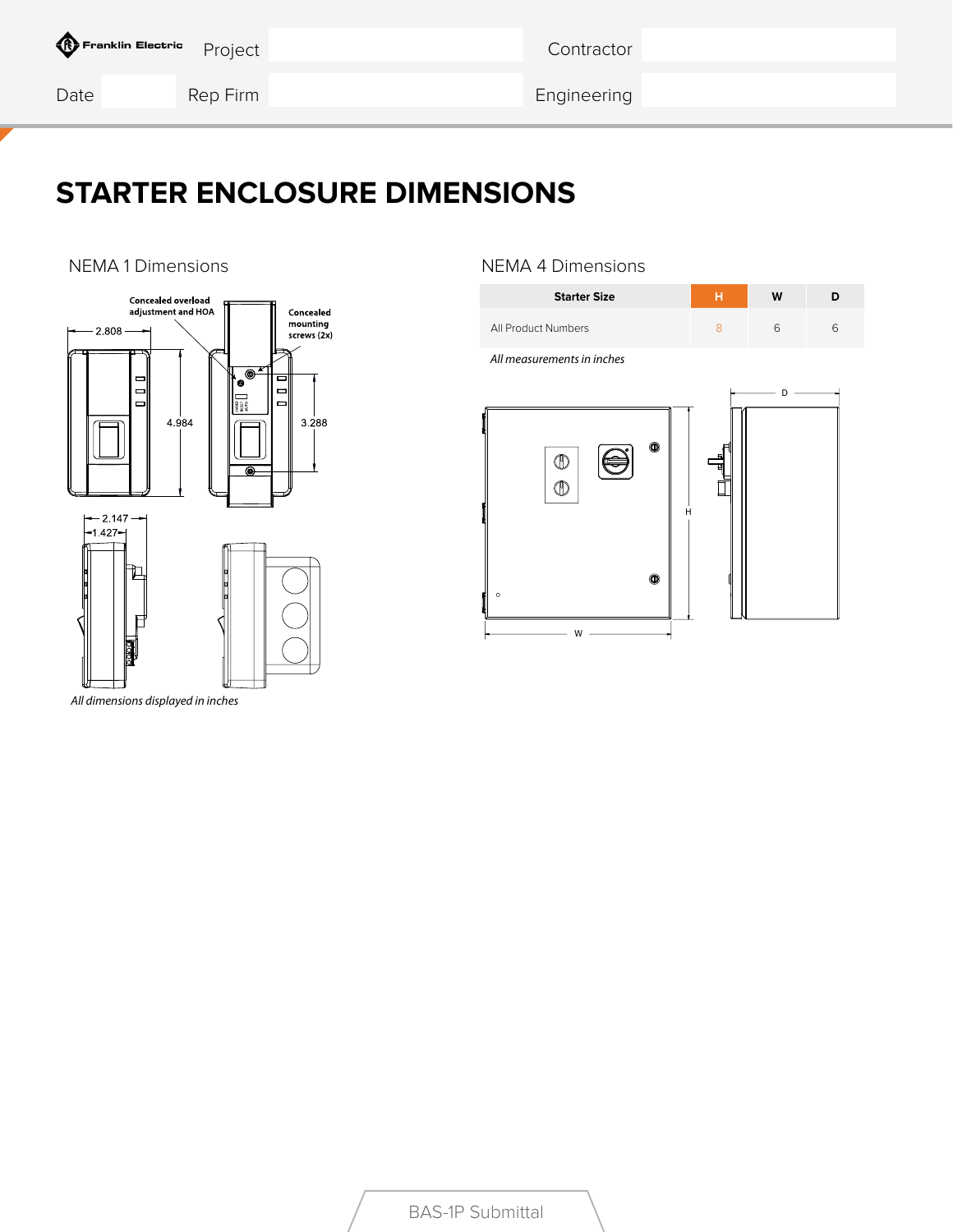Project

Contractor

Date

Rep Firm

Engineering

# STARTER ENCLOSURE DIMENSIONS

## NEMA 1 Dimensions

Concealed overload adjustment and HOA

Concealed mounting screws (2x)

2.808

4.984

3.288

2.147

1.427

*All dimensions displayed in inches*

## NEMA 4 Dimensions

| Starter Size | H | W | D |
|---|---|---|---|
| All Product Numbers | 8 | 6 | 6 |

*All measurements in inches*

D

H

W